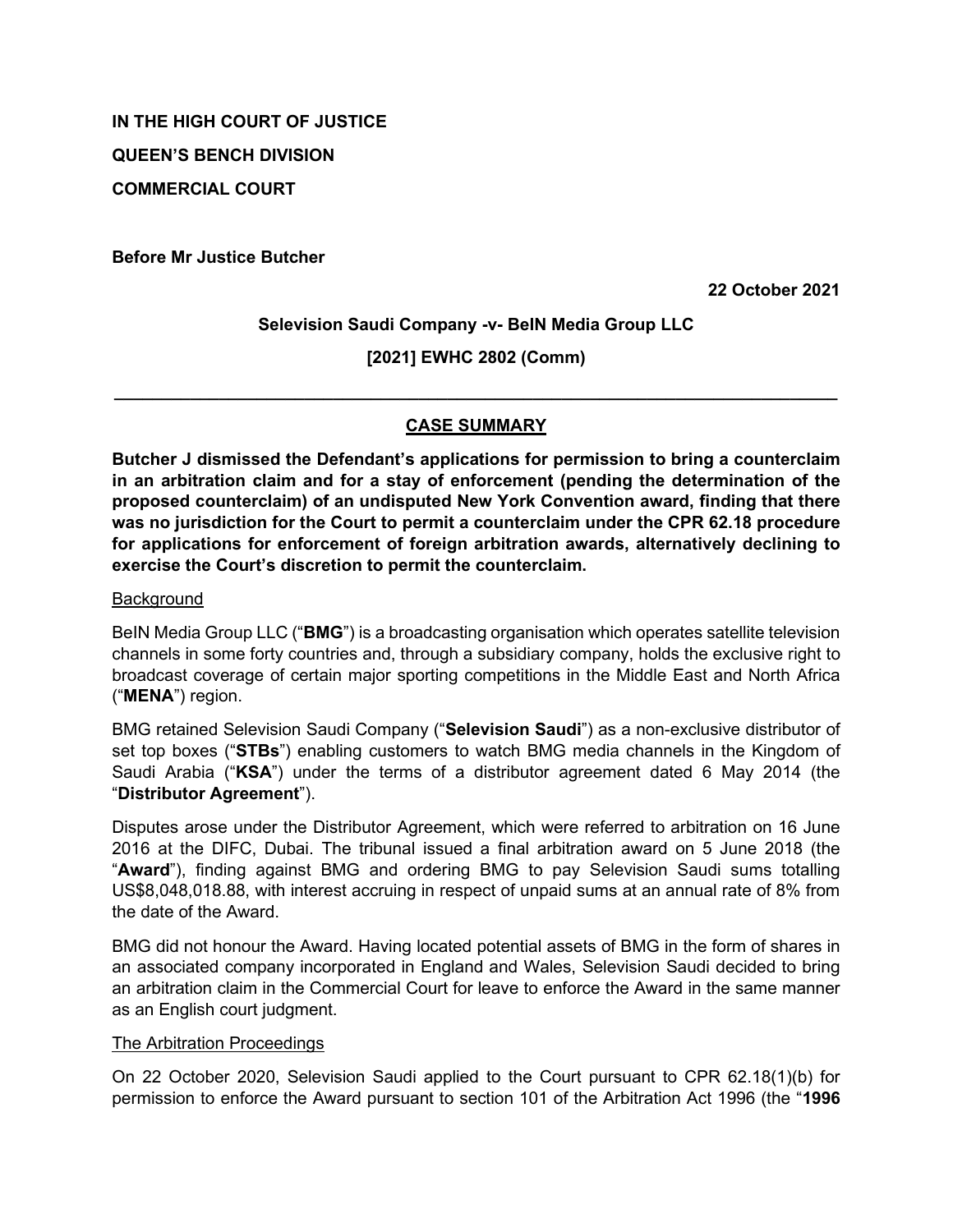**IN THE HIGH COURT OF JUSTICE**

**QUEEN'S BENCH DIVISION**

**COMMERCIAL COURT**

**Before Mr Justice Butcher**

**22 October 2021**

**Selevision Saudi Company -v- BeIN Media Group LLC**

**[2021] EWHC 2802 (Comm)**

---

## CASE SUMMARY

**Butcher J dismissed the Defendant's applications for permission to bring a counterclaim in an arbitration claim and for a stay of enforcement (pending the determination of the proposed counterclaim) of an undisputed New York Convention award, finding that there was no jurisdiction for the Court to permit a counterclaim under the CPR 62.18 procedure for applications for enforcement of foreign arbitration awards, alternatively declining to exercise the Court's discretion to permit the counterclaim.**

### Background

BeIN Media Group LLC ("**BMG**") is a broadcasting organisation which operates satellite television channels in some forty countries and, through a subsidiary company, holds the exclusive right to broadcast coverage of certain major sporting competitions in the Middle East and North Africa ("**MENA**") region.

BMG retained Selevision Saudi Company ("**Selevision Saudi**") as a non-exclusive distributor of set top boxes ("**STBs**") enabling customers to watch BMG media channels in the Kingdom of Saudi Arabia ("**KSA**") under the terms of a distributor agreement dated 6 May 2014 (the "**Distributor Agreement**").

Disputes arose under the Distributor Agreement, which were referred to arbitration on 16 June 2016 at the DIFC, Dubai. The tribunal issued a final arbitration award on 5 June 2018 (the "**Award**"), finding against BMG and ordering BMG to pay Selevision Saudi sums totalling US$8,048,018.88, with interest accruing in respect of unpaid sums at an annual rate of 8% from the date of the Award.

BMG did not honour the Award. Having located potential assets of BMG in the form of shares in an associated company incorporated in England and Wales, Selevision Saudi decided to bring an arbitration claim in the Commercial Court for leave to enforce the Award in the same manner as an English court judgment.

### The Arbitration Proceedings

On 22 October 2020, Selevision Saudi applied to the Court pursuant to CPR 62.18(1)(b) for permission to enforce the Award pursuant to section 101 of the Arbitration Act 1996 (the "**1996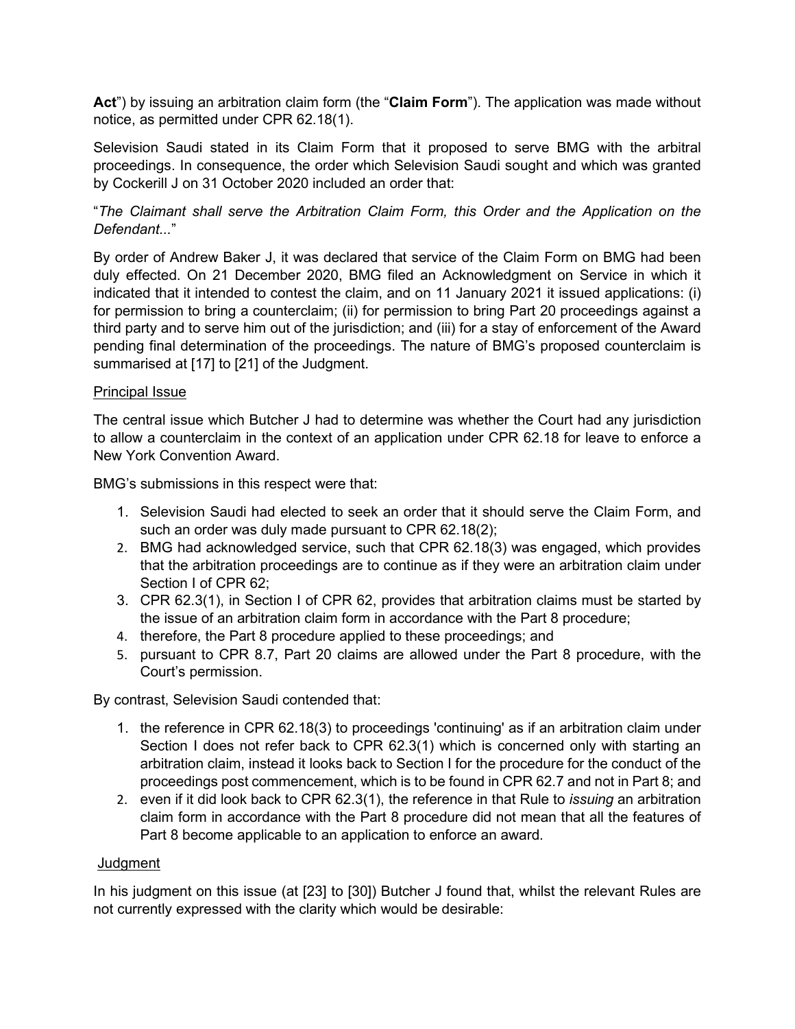**Act**") by issuing an arbitration claim form (the "**Claim Form**"). The application was made without notice, as permitted under CPR 62.18(1).

Selevision Saudi stated in its Claim Form that it proposed to serve BMG with the arbitral proceedings. In consequence, the order which Selevision Saudi sought and which was granted by Cockerill J on 31 October 2020 included an order that:

"*The Claimant shall serve the Arbitration Claim Form, this Order and the Application on the Defendant...*"

By order of Andrew Baker J, it was declared that service of the Claim Form on BMG had been duly effected. On 21 December 2020, BMG filed an Acknowledgment on Service in which it indicated that it intended to contest the claim, and on 11 January 2021 it issued applications: (i) for permission to bring a counterclaim; (ii) for permission to bring Part 20 proceedings against a third party and to serve him out of the jurisdiction; and (iii) for a stay of enforcement of the Award pending final determination of the proceedings. The nature of BMG's proposed counterclaim is summarised at [17] to [21] of the Judgment.

<u>Principal Issue</u>

The central issue which Butcher J had to determine was whether the Court had any jurisdiction to allow a counterclaim in the context of an application under CPR 62.18 for leave to enforce a New York Convention Award.

BMG's submissions in this respect were that:

1. Selevision Saudi had elected to seek an order that it should serve the Claim Form, and such an order was duly made pursuant to CPR 62.18(2);
2. BMG had acknowledged service, such that CPR 62.18(3) was engaged, which provides that the arbitration proceedings are to continue as if they were an arbitration claim under Section I of CPR 62;
3. CPR 62.3(1), in Section I of CPR 62, provides that arbitration claims must be started by the issue of an arbitration claim form in accordance with the Part 8 procedure;
4. therefore, the Part 8 procedure applied to these proceedings; and
5. pursuant to CPR 8.7, Part 20 claims are allowed under the Part 8 procedure, with the Court's permission.

By contrast, Selevision Saudi contended that:

1. the reference in CPR 62.18(3) to proceedings 'continuing' as if an arbitration claim under Section I does not refer back to CPR 62.3(1) which is concerned only with starting an arbitration claim, instead it looks back to Section I for the procedure for the conduct of the proceedings post commencement, which is to be found in CPR 62.7 and not in Part 8; and
2. even if it did look back to CPR 62.3(1), the reference in that Rule to *issuing* an arbitration claim form in accordance with the Part 8 procedure did not mean that all the features of Part 8 become applicable to an application to enforce an award.

<u>Judgment</u>

In his judgment on this issue (at [23] to [30]) Butcher J found that, whilst the relevant Rules are not currently expressed with the clarity which would be desirable: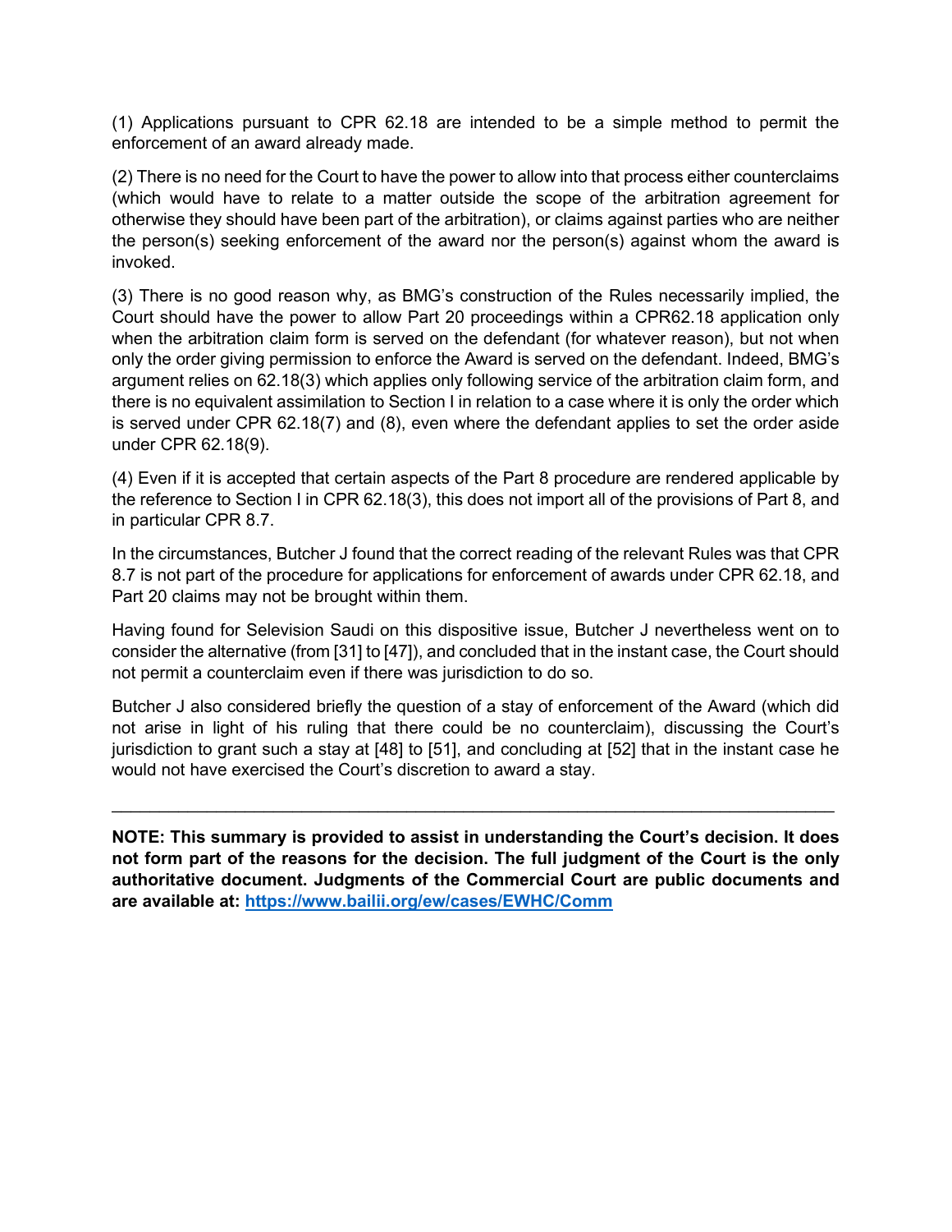(1) Applications pursuant to CPR 62.18 are intended to be a simple method to permit the enforcement of an award already made.

(2) There is no need for the Court to have the power to allow into that process either counterclaims (which would have to relate to a matter outside the scope of the arbitration agreement for otherwise they should have been part of the arbitration), or claims against parties who are neither the person(s) seeking enforcement of the award nor the person(s) against whom the award is invoked.

(3) There is no good reason why, as BMG's construction of the Rules necessarily implied, the Court should have the power to allow Part 20 proceedings within a CPR62.18 application only when the arbitration claim form is served on the defendant (for whatever reason), but not when only the order giving permission to enforce the Award is served on the defendant. Indeed, BMG's argument relies on 62.18(3) which applies only following service of the arbitration claim form, and there is no equivalent assimilation to Section I in relation to a case where it is only the order which is served under CPR 62.18(7) and (8), even where the defendant applies to set the order aside under CPR 62.18(9).

(4) Even if it is accepted that certain aspects of the Part 8 procedure are rendered applicable by the reference to Section I in CPR 62.18(3), this does not import all of the provisions of Part 8, and in particular CPR 8.7.

In the circumstances, Butcher J found that the correct reading of the relevant Rules was that CPR 8.7 is not part of the procedure for applications for enforcement of awards under CPR 62.18, and Part 20 claims may not be brought within them.

Having found for Selevision Saudi on this dispositive issue, Butcher J nevertheless went on to consider the alternative (from [31] to [47]), and concluded that in the instant case, the Court should not permit a counterclaim even if there was jurisdiction to do so.

Butcher J also considered briefly the question of a stay of enforcement of the Award (which did not arise in light of his ruling that there could be no counterclaim), discussing the Court's jurisdiction to grant such a stay at [48] to [51], and concluding at [52] that in the instant case he would not have exercised the Court's discretion to award a stay.

---

**NOTE: This summary is provided to assist in understanding the Court's decision. It does not form part of the reasons for the decision. The full judgment of the Court is the only authoritative document. Judgments of the Commercial Court are public documents and are available at: https://www.bailii.org/ew/cases/EWHC/Comm**